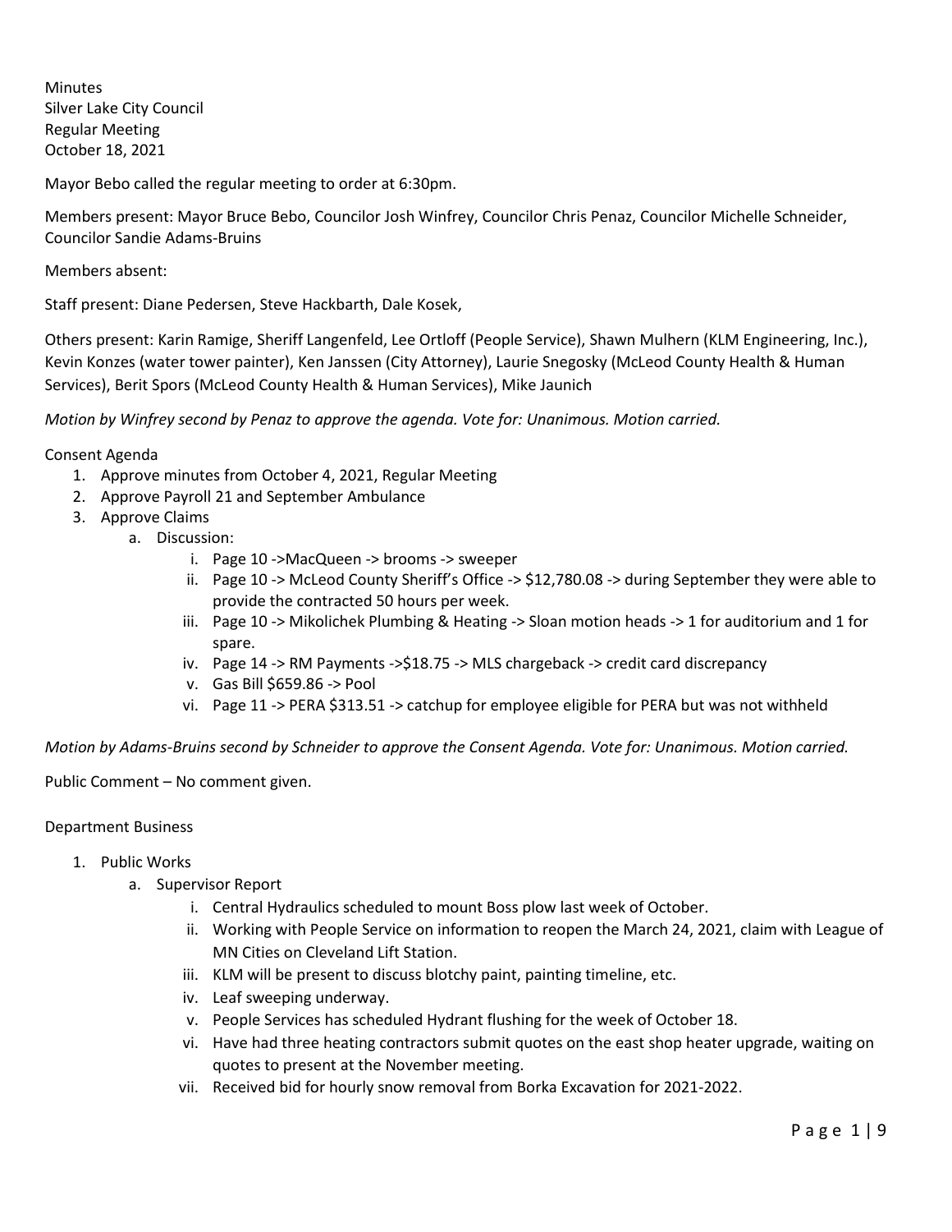Minutes
Silver Lake City Council
Regular Meeting
October 18, 2021

Mayor Bebo called the regular meeting to order at 6:30pm.

Members present: Mayor Bruce Bebo, Councilor Josh Winfrey, Councilor Chris Penaz, Councilor Michelle Schneider, Councilor Sandie Adams-Bruins

Members absent:

Staff present: Diane Pedersen, Steve Hackbarth, Dale Kosek,

Others present: Karin Ramige, Sheriff Langenfeld, Lee Ortloff (People Service), Shawn Mulhern (KLM Engineering, Inc.), Kevin Konzes (water tower painter), Ken Janssen (City Attorney), Laurie Snegosky (McLeod County Health & Human Services), Berit Spors (McLeod County Health & Human Services), Mike Jaunich

*Motion by Winfrey second by Penaz to approve the agenda. Vote for: Unanimous. Motion carried.*

Consent Agenda

1. Approve minutes from October 4, 2021, Regular Meeting
2. Approve Payroll 21 and September Ambulance
3. Approve Claims
   a. Discussion:
      i. Page 10 ->MacQueen -> brooms -> sweeper
      ii. Page 10 -> McLeod County Sheriff's Office -> $12,780.08 -> during September they were able to provide the contracted 50 hours per week.
      iii. Page 10 -> Mikolichek Plumbing & Heating -> Sloan motion heads -> 1 for auditorium and 1 for spare.
      iv. Page 14 -> RM Payments ->$18.75 -> MLS chargeback -> credit card discrepancy
      v. Gas Bill $659.86 -> Pool
      vi. Page 11 -> PERA $313.51 -> catchup for employee eligible for PERA but was not withheld

*Motion by Adams-Bruins second by Schneider to approve the Consent Agenda. Vote for: Unanimous. Motion carried.*

Public Comment – No comment given.

Department Business

1. Public Works
   a. Supervisor Report
      i. Central Hydraulics scheduled to mount Boss plow last week of October.
      ii. Working with People Service on information to reopen the March 24, 2021, claim with League of MN Cities on Cleveland Lift Station.
      iii. KLM will be present to discuss blotchy paint, painting timeline, etc.
      iv. Leaf sweeping underway.
      v. People Services has scheduled Hydrant flushing for the week of October 18.
      vi. Have had three heating contractors submit quotes on the east shop heater upgrade, waiting on quotes to present at the November meeting.
      vii. Received bid for hourly snow removal from Borka Excavation for 2021-2022.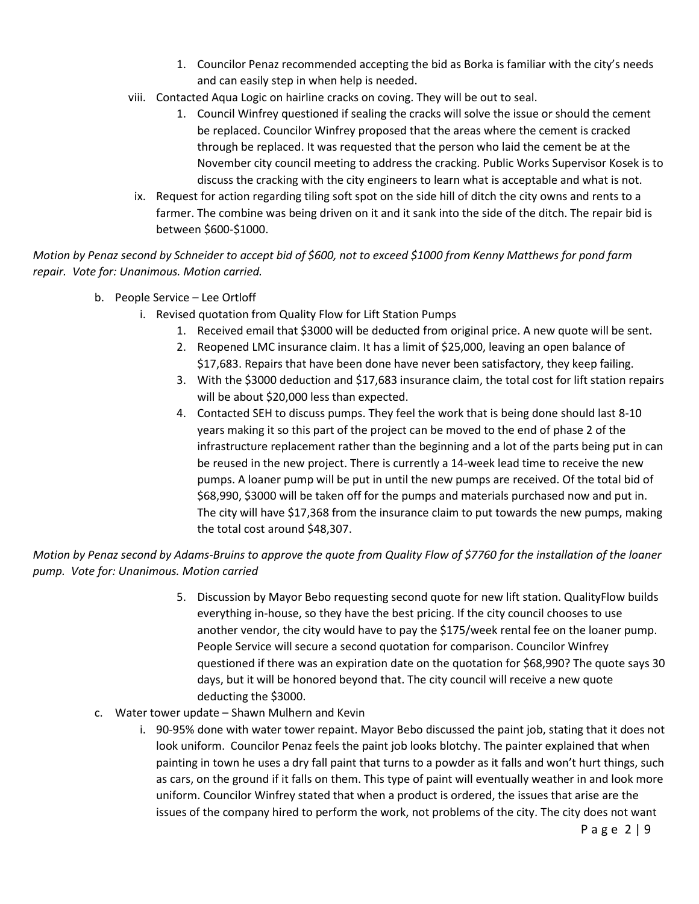1. Councilor Penaz recommended accepting the bid as Borka is familiar with the city's needs and can easily step in when help is needed.

viii. Contacted Aqua Logic on hairline cracks on coving. They will be out to seal.

1. Council Winfrey questioned if sealing the cracks will solve the issue or should the cement be replaced. Councilor Winfrey proposed that the areas where the cement is cracked through be replaced. It was requested that the person who laid the cement be at the November city council meeting to address the cracking. Public Works Supervisor Kosek is to discuss the cracking with the city engineers to learn what is acceptable and what is not.

ix. Request for action regarding tiling soft spot on the side hill of ditch the city owns and rents to a farmer. The combine was being driven on it and it sank into the side of the ditch. The repair bid is between $600-$1000.

*Motion by Penaz second by Schneider to accept bid of $600, not to exceed $1000 from Kenny Matthews for pond farm repair. Vote for: Unanimous. Motion carried.*

b. People Service – Lee Ortloff

i. Revised quotation from Quality Flow for Lift Station Pumps

1. Received email that $3000 will be deducted from original price. A new quote will be sent.
2. Reopened LMC insurance claim. It has a limit of $25,000, leaving an open balance of $17,683. Repairs that have been done have never been satisfactory, they keep failing.
3. With the $3000 deduction and $17,683 insurance claim, the total cost for lift station repairs will be about $20,000 less than expected.
4. Contacted SEH to discuss pumps. They feel the work that is being done should last 8-10 years making it so this part of the project can be moved to the end of phase 2 of the infrastructure replacement rather than the beginning and a lot of the parts being put in can be reused in the new project. There is currently a 14-week lead time to receive the new pumps. A loaner pump will be put in until the new pumps are received. Of the total bid of $68,990, $3000 will be taken off for the pumps and materials purchased now and put in. The city will have $17,368 from the insurance claim to put towards the new pumps, making the total cost around $48,307.

*Motion by Penaz second by Adams-Bruins to approve the quote from Quality Flow of $7760 for the installation of the loaner pump. Vote for: Unanimous. Motion carried*

5. Discussion by Mayor Bebo requesting second quote for new lift station. QualityFlow builds everything in-house, so they have the best pricing. If the city council chooses to use another vendor, the city would have to pay the $175/week rental fee on the loaner pump. People Service will secure a second quotation for comparison. Councilor Winfrey questioned if there was an expiration date on the quotation for $68,990? The quote says 30 days, but it will be honored beyond that. The city council will receive a new quote deducting the $3000.

c. Water tower update – Shawn Mulhern and Kevin

i. 90-95% done with water tower repaint. Mayor Bebo discussed the paint job, stating that it does not look uniform. Councilor Penaz feels the paint job looks blotchy. The painter explained that when painting in town he uses a dry fall paint that turns to a powder as it falls and won't hurt things, such as cars, on the ground if it falls on them. This type of paint will eventually weather in and look more uniform. Councilor Winfrey stated that when a product is ordered, the issues that arise are the issues of the company hired to perform the work, not problems of the city. The city does not want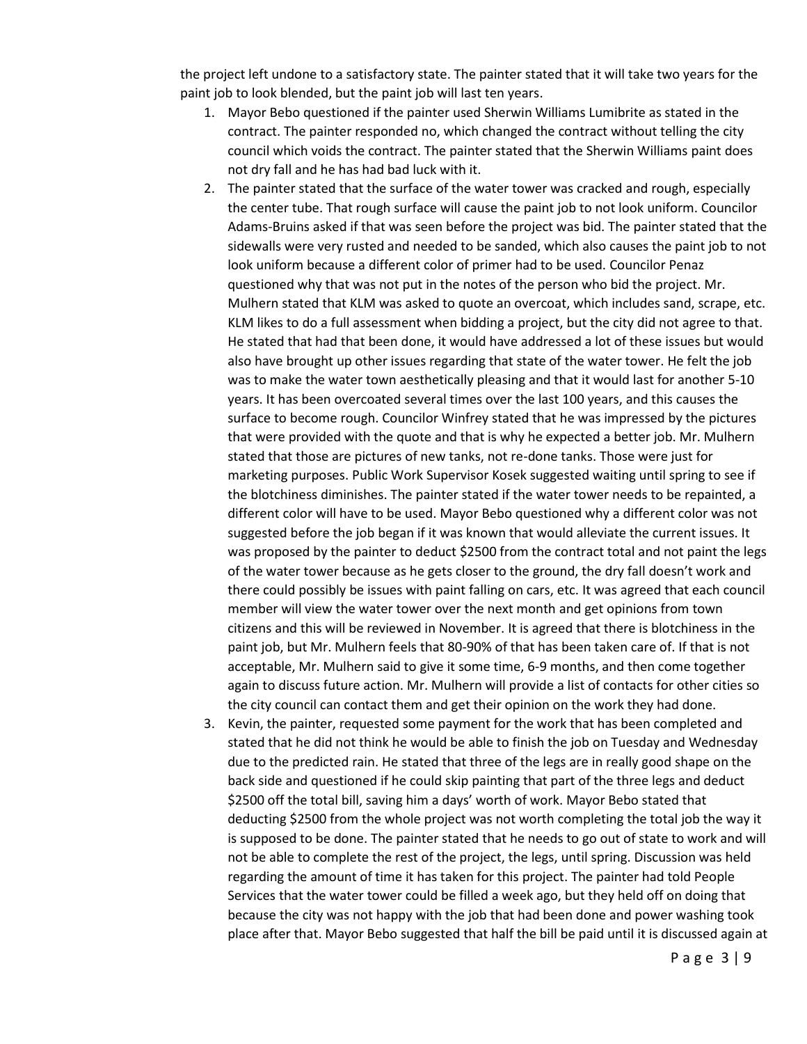the project left undone to a satisfactory state. The painter stated that it will take two years for the paint job to look blended, but the paint job will last ten years.

1. Mayor Bebo questioned if the painter used Sherwin Williams Lumibrite as stated in the contract. The painter responded no, which changed the contract without telling the city council which voids the contract. The painter stated that the Sherwin Williams paint does not dry fall and he has had bad luck with it.
2. The painter stated that the surface of the water tower was cracked and rough, especially the center tube. That rough surface will cause the paint job to not look uniform. Councilor Adams-Bruins asked if that was seen before the project was bid. The painter stated that the sidewalls were very rusted and needed to be sanded, which also causes the paint job to not look uniform because a different color of primer had to be used. Councilor Penaz questioned why that was not put in the notes of the person who bid the project. Mr. Mulhern stated that KLM was asked to quote an overcoat, which includes sand, scrape, etc. KLM likes to do a full assessment when bidding a project, but the city did not agree to that. He stated that had that been done, it would have addressed a lot of these issues but would also have brought up other issues regarding that state of the water tower. He felt the job was to make the water town aesthetically pleasing and that it would last for another 5-10 years. It has been overcoated several times over the last 100 years, and this causes the surface to become rough. Councilor Winfrey stated that he was impressed by the pictures that were provided with the quote and that is why he expected a better job. Mr. Mulhern stated that those are pictures of new tanks, not re-done tanks. Those were just for marketing purposes. Public Work Supervisor Kosek suggested waiting until spring to see if the blotchiness diminishes. The painter stated if the water tower needs to be repainted, a different color will have to be used. Mayor Bebo questioned why a different color was not suggested before the job began if it was known that would alleviate the current issues. It was proposed by the painter to deduct $2500 from the contract total and not paint the legs of the water tower because as he gets closer to the ground, the dry fall doesn't work and there could possibly be issues with paint falling on cars, etc. It was agreed that each council member will view the water tower over the next month and get opinions from town citizens and this will be reviewed in November. It is agreed that there is blotchiness in the paint job, but Mr. Mulhern feels that 80-90% of that has been taken care of. If that is not acceptable, Mr. Mulhern said to give it some time, 6-9 months, and then come together again to discuss future action. Mr. Mulhern will provide a list of contacts for other cities so the city council can contact them and get their opinion on the work they had done.
3. Kevin, the painter, requested some payment for the work that has been completed and stated that he did not think he would be able to finish the job on Tuesday and Wednesday due to the predicted rain. He stated that three of the legs are in really good shape on the back side and questioned if he could skip painting that part of the three legs and deduct $2500 off the total bill, saving him a days' worth of work. Mayor Bebo stated that deducting $2500 from the whole project was not worth completing the total job the way it is supposed to be done. The painter stated that he needs to go out of state to work and will not be able to complete the rest of the project, the legs, until spring. Discussion was held regarding the amount of time it has taken for this project. The painter had told People Services that the water tower could be filled a week ago, but they held off on doing that because the city was not happy with the job that had been done and power washing took place after that. Mayor Bebo suggested that half the bill be paid until it is discussed again at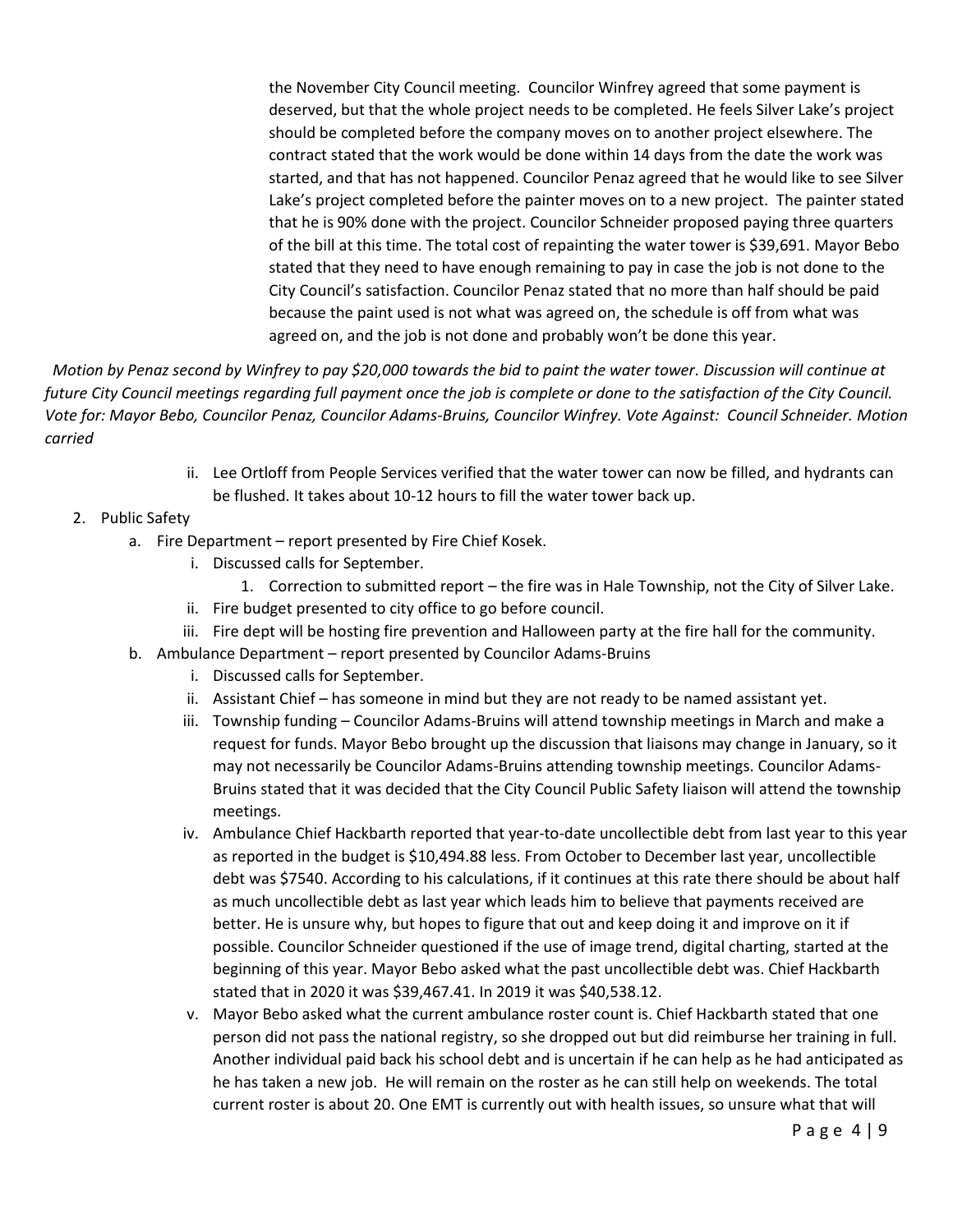the November City Council meeting. Councilor Winfrey agreed that some payment is deserved, but that the whole project needs to be completed. He feels Silver Lake's project should be completed before the company moves on to another project elsewhere. The contract stated that the work would be done within 14 days from the date the work was started, and that has not happened. Councilor Penaz agreed that he would like to see Silver Lake's project completed before the painter moves on to a new project. The painter stated that he is 90% done with the project. Councilor Schneider proposed paying three quarters of the bill at this time. The total cost of repainting the water tower is $39,691. Mayor Bebo stated that they need to have enough remaining to pay in case the job is not done to the City Council's satisfaction. Councilor Penaz stated that no more than half should be paid because the paint used is not what was agreed on, the schedule is off from what was agreed on, and the job is not done and probably won't be done this year.

*Motion by Penaz second by Winfrey to pay $20,000 towards the bid to paint the water tower. Discussion will continue at future City Council meetings regarding full payment once the job is complete or done to the satisfaction of the City Council. Vote for: Mayor Bebo, Councilor Penaz, Councilor Adams-Bruins, Councilor Winfrey. Vote Against: Council Schneider. Motion carried*

ii. Lee Ortloff from People Services verified that the water tower can now be filled, and hydrants can be flushed. It takes about 10-12 hours to fill the water tower back up.

2. Public Safety
   a. Fire Department – report presented by Fire Chief Kosek.
      i. Discussed calls for September.
         1. Correction to submitted report – the fire was in Hale Township, not the City of Silver Lake.
      ii. Fire budget presented to city office to go before council.
      iii. Fire dept will be hosting fire prevention and Halloween party at the fire hall for the community.
   b. Ambulance Department – report presented by Councilor Adams-Bruins
      i. Discussed calls for September.
      ii. Assistant Chief – has someone in mind but they are not ready to be named assistant yet.
      iii. Township funding – Councilor Adams-Bruins will attend township meetings in March and make a request for funds. Mayor Bebo brought up the discussion that liaisons may change in January, so it may not necessarily be Councilor Adams-Bruins attending township meetings. Councilor Adams-Bruins stated that it was decided that the City Council Public Safety liaison will attend the township meetings.
      iv. Ambulance Chief Hackbarth reported that year-to-date uncollectible debt from last year to this year as reported in the budget is $10,494.88 less. From October to December last year, uncollectible debt was $7540. According to his calculations, if it continues at this rate there should be about half as much uncollectible debt as last year which leads him to believe that payments received are better. He is unsure why, but hopes to figure that out and keep doing it and improve on it if possible. Councilor Schneider questioned if the use of image trend, digital charting, started at the beginning of this year. Mayor Bebo asked what the past uncollectible debt was. Chief Hackbarth stated that in 2020 it was $39,467.41. In 2019 it was $40,538.12.
      v. Mayor Bebo asked what the current ambulance roster count is. Chief Hackbarth stated that one person did not pass the national registry, so she dropped out but did reimburse her training in full. Another individual paid back his school debt and is uncertain if he can help as he had anticipated as he has taken a new job. He will remain on the roster as he can still help on weekends. The total current roster is about 20. One EMT is currently out with health issues, so unsure what that will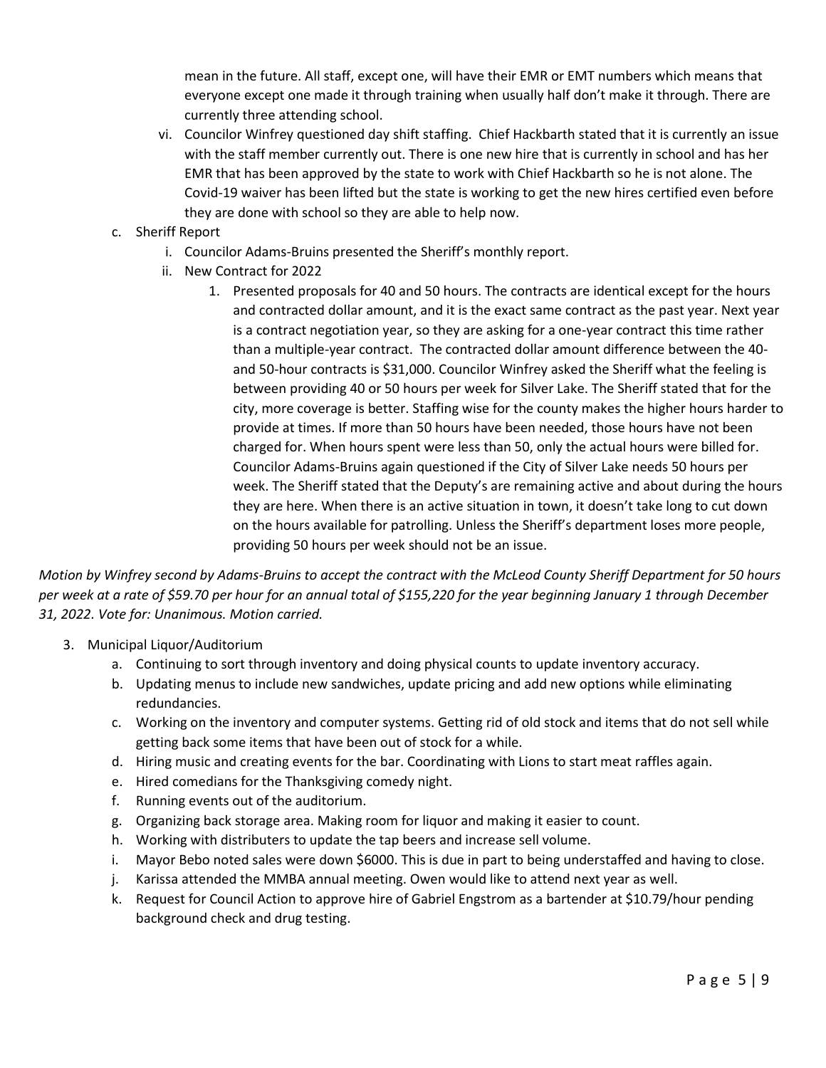mean in the future. All staff, except one, will have their EMR or EMT numbers which means that everyone except one made it through training when usually half don't make it through. There are currently three attending school.

vi. Councilor Winfrey questioned day shift staffing. Chief Hackbarth stated that it is currently an issue with the staff member currently out. There is one new hire that is currently in school and has her EMR that has been approved by the state to work with Chief Hackbarth so he is not alone. The Covid-19 waiver has been lifted but the state is working to get the new hires certified even before they are done with school so they are able to help now.

c. Sheriff Report
   i. Councilor Adams-Bruins presented the Sheriff's monthly report.
   ii. New Contract for 2022
      1. Presented proposals for 40 and 50 hours. The contracts are identical except for the hours and contracted dollar amount, and it is the exact same contract as the past year. Next year is a contract negotiation year, so they are asking for a one-year contract this time rather than a multiple-year contract. The contracted dollar amount difference between the 40- and 50-hour contracts is $31,000. Councilor Winfrey asked the Sheriff what the feeling is between providing 40 or 50 hours per week for Silver Lake. The Sheriff stated that for the city, more coverage is better. Staffing wise for the county makes the higher hours harder to provide at times. If more than 50 hours have been needed, those hours have not been charged for. When hours spent were less than 50, only the actual hours were billed for. Councilor Adams-Bruins again questioned if the City of Silver Lake needs 50 hours per week. The Sheriff stated that the Deputy's are remaining active and about during the hours they are here. When there is an active situation in town, it doesn't take long to cut down on the hours available for patrolling. Unless the Sheriff's department loses more people, providing 50 hours per week should not be an issue.

*Motion by Winfrey second by Adams-Bruins to accept the contract with the McLeod County Sheriff Department for 50 hours per week at a rate of $59.70 per hour for an annual total of $155,220 for the year beginning January 1 through December 31, 2022. Vote for: Unanimous. Motion carried.*

3. Municipal Liquor/Auditorium
   a. Continuing to sort through inventory and doing physical counts to update inventory accuracy.
   b. Updating menus to include new sandwiches, update pricing and add new options while eliminating redundancies.
   c. Working on the inventory and computer systems. Getting rid of old stock and items that do not sell while getting back some items that have been out of stock for a while.
   d. Hiring music and creating events for the bar. Coordinating with Lions to start meat raffles again.
   e. Hired comedians for the Thanksgiving comedy night.
   f. Running events out of the auditorium.
   g. Organizing back storage area. Making room for liquor and making it easier to count.
   h. Working with distributers to update the tap beers and increase sell volume.
   i. Mayor Bebo noted sales were down $6000. This is due in part to being understaffed and having to close.
   j. Karissa attended the MMBA annual meeting. Owen would like to attend next year as well.
   k. Request for Council Action to approve hire of Gabriel Engstrom as a bartender at $10.79/hour pending background check and drug testing.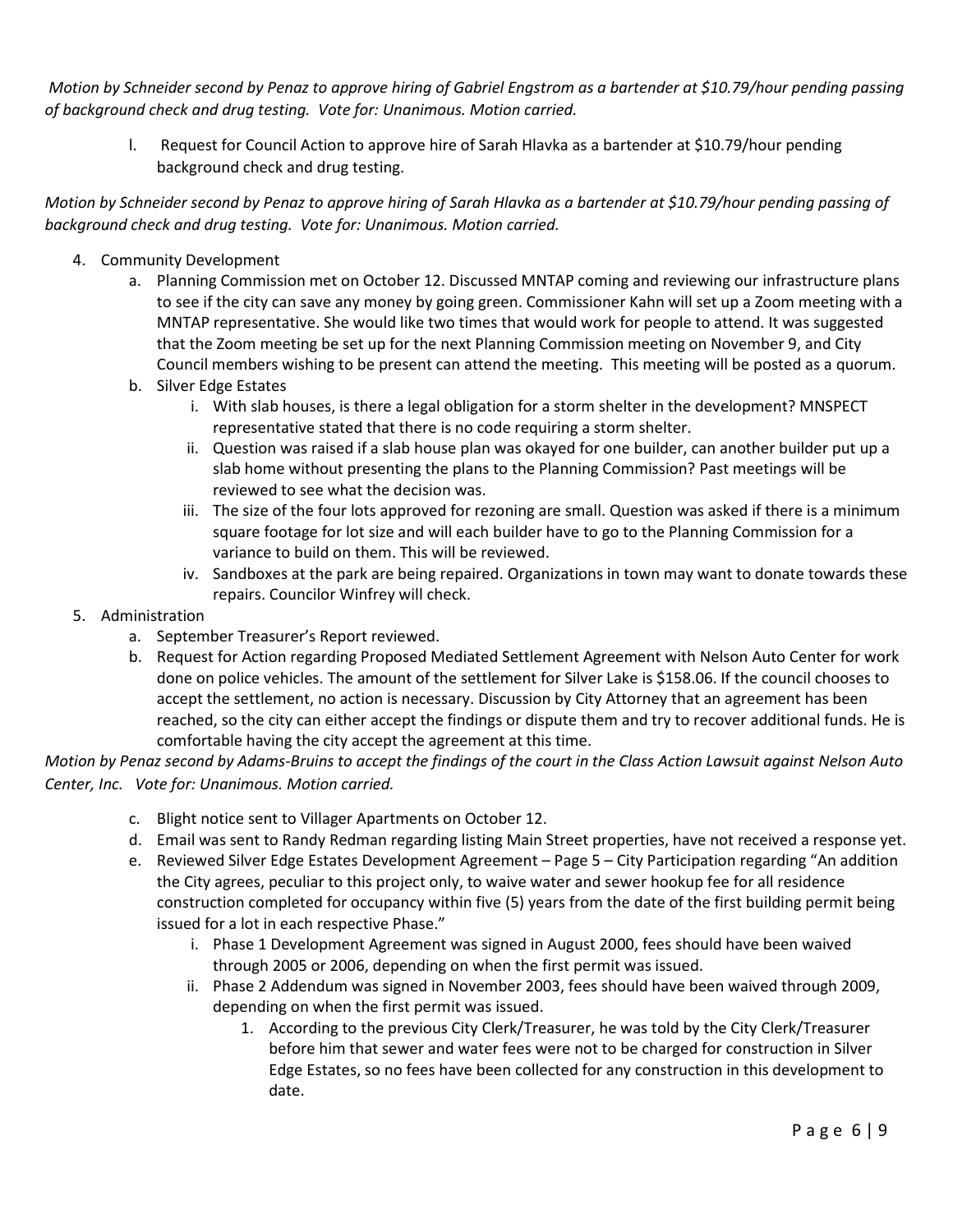*Motion by Schneider second by Penaz to approve hiring of Gabriel Engstrom as a bartender at $10.79/hour pending passing of background check and drug testing. Vote for: Unanimous. Motion carried.*

l. Request for Council Action to approve hire of Sarah Hlavka as a bartender at $10.79/hour pending background check and drug testing.

*Motion by Schneider second by Penaz to approve hiring of Sarah Hlavka as a bartender at $10.79/hour pending passing of background check and drug testing. Vote for: Unanimous. Motion carried.*

4. Community Development
   a. Planning Commission met on October 12. Discussed MNTAP coming and reviewing our infrastructure plans to see if the city can save any money by going green. Commissioner Kahn will set up a Zoom meeting with a MNTAP representative. She would like two times that would work for people to attend. It was suggested that the Zoom meeting be set up for the next Planning Commission meeting on November 9, and City Council members wishing to be present can attend the meeting. This meeting will be posted as a quorum.
   b. Silver Edge Estates
      i. With slab houses, is there a legal obligation for a storm shelter in the development? MNSPECT representative stated that there is no code requiring a storm shelter.
      ii. Question was raised if a slab house plan was okayed for one builder, can another builder put up a slab home without presenting the plans to the Planning Commission? Past meetings will be reviewed to see what the decision was.
      iii. The size of the four lots approved for rezoning are small. Question was asked if there is a minimum square footage for lot size and will each builder have to go to the Planning Commission for a variance to build on them. This will be reviewed.
      iv. Sandboxes at the park are being repaired. Organizations in town may want to donate towards these repairs. Councilor Winfrey will check.
5. Administration
   a. September Treasurer's Report reviewed.
   b. Request for Action regarding Proposed Mediated Settlement Agreement with Nelson Auto Center for work done on police vehicles. The amount of the settlement for Silver Lake is $158.06. If the council chooses to accept the settlement, no action is necessary. Discussion by City Attorney that an agreement has been reached, so the city can either accept the findings or dispute them and try to recover additional funds. He is comfortable having the city accept the agreement at this time.

*Motion by Penaz second by Adams-Bruins to accept the findings of the court in the Class Action Lawsuit against Nelson Auto Center, Inc. Vote for: Unanimous. Motion carried.*

   c. Blight notice sent to Villager Apartments on October 12.
   d. Email was sent to Randy Redman regarding listing Main Street properties, have not received a response yet.
   e. Reviewed Silver Edge Estates Development Agreement – Page 5 – City Participation regarding "An addition the City agrees, peculiar to this project only, to waive water and sewer hookup fee for all residence construction completed for occupancy within five (5) years from the date of the first building permit being issued for a lot in each respective Phase."
      i. Phase 1 Development Agreement was signed in August 2000, fees should have been waived through 2005 or 2006, depending on when the first permit was issued.
      ii. Phase 2 Addendum was signed in November 2003, fees should have been waived through 2009, depending on when the first permit was issued.
         1. According to the previous City Clerk/Treasurer, he was told by the City Clerk/Treasurer before him that sewer and water fees were not to be charged for construction in Silver Edge Estates, so no fees have been collected for any construction in this development to date.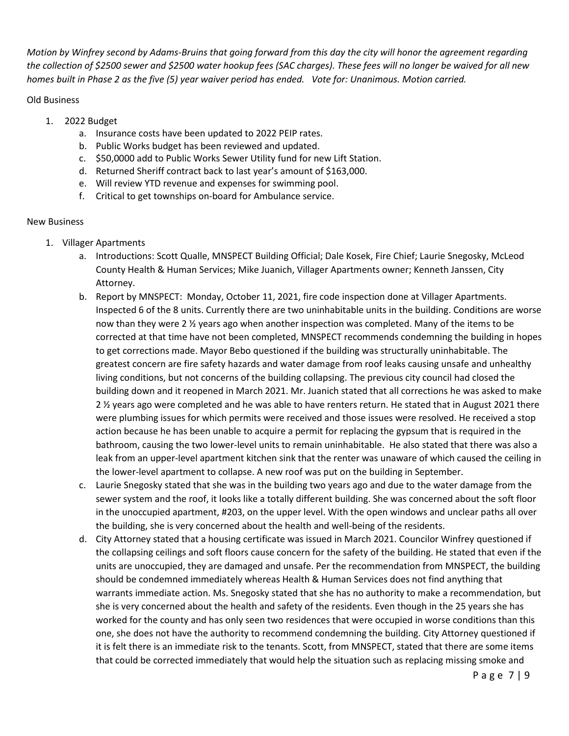*Motion by Winfrey second by Adams-Bruins that going forward from this day the city will honor the agreement regarding the collection of $2500 sewer and $2500 water hookup fees (SAC charges). These fees will no longer be waived for all new homes built in Phase 2 as the five (5) year waiver period has ended. Vote for: Unanimous. Motion carried.*

Old Business

1. 2022 Budget
    a. Insurance costs have been updated to 2022 PEIP rates.
    b. Public Works budget has been reviewed and updated.
    c. $50,0000 add to Public Works Sewer Utility fund for new Lift Station.
    d. Returned Sheriff contract back to last year's amount of $163,000.
    e. Will review YTD revenue and expenses for swimming pool.
    f. Critical to get townships on-board for Ambulance service.

New Business

1. Villager Apartments
    a. Introductions: Scott Qualle, MNSPECT Building Official; Dale Kosek, Fire Chief; Laurie Snegosky, McLeod County Health & Human Services; Mike Juanich, Villager Apartments owner; Kenneth Janssen, City Attorney.
    b. Report by MNSPECT: Monday, October 11, 2021, fire code inspection done at Villager Apartments. Inspected 6 of the 8 units. Currently there are two uninhabitable units in the building. Conditions are worse now than they were 2 ½ years ago when another inspection was completed. Many of the items to be corrected at that time have not been completed, MNSPECT recommends condemning the building in hopes to get corrections made. Mayor Bebo questioned if the building was structurally uninhabitable. The greatest concern are fire safety hazards and water damage from roof leaks causing unsafe and unhealthy living conditions, but not concerns of the building collapsing. The previous city council had closed the building down and it reopened in March 2021. Mr. Juanich stated that all corrections he was asked to make 2 ½ years ago were completed and he was able to have renters return. He stated that in August 2021 there were plumbing issues for which permits were received and those issues were resolved. He received a stop action because he has been unable to acquire a permit for replacing the gypsum that is required in the bathroom, causing the two lower-level units to remain uninhabitable. He also stated that there was also a leak from an upper-level apartment kitchen sink that the renter was unaware of which caused the ceiling in the lower-level apartment to collapse. A new roof was put on the building in September.
    c. Laurie Snegosky stated that she was in the building two years ago and due to the water damage from the sewer system and the roof, it looks like a totally different building. She was concerned about the soft floor in the unoccupied apartment, #203, on the upper level. With the open windows and unclear paths all over the building, she is very concerned about the health and well-being of the residents.
    d. City Attorney stated that a housing certificate was issued in March 2021. Councilor Winfrey questioned if the collapsing ceilings and soft floors cause concern for the safety of the building. He stated that even if the units are unoccupied, they are damaged and unsafe. Per the recommendation from MNSPECT, the building should be condemned immediately whereas Health & Human Services does not find anything that warrants immediate action. Ms. Snegosky stated that she has no authority to make a recommendation, but she is very concerned about the health and safety of the residents. Even though in the 25 years she has worked for the county and has only seen two residences that were occupied in worse conditions than this one, she does not have the authority to recommend condemning the building. City Attorney questioned if it is felt there is an immediate risk to the tenants. Scott, from MNSPECT, stated that there are some items that could be corrected immediately that would help the situation such as replacing missing smoke and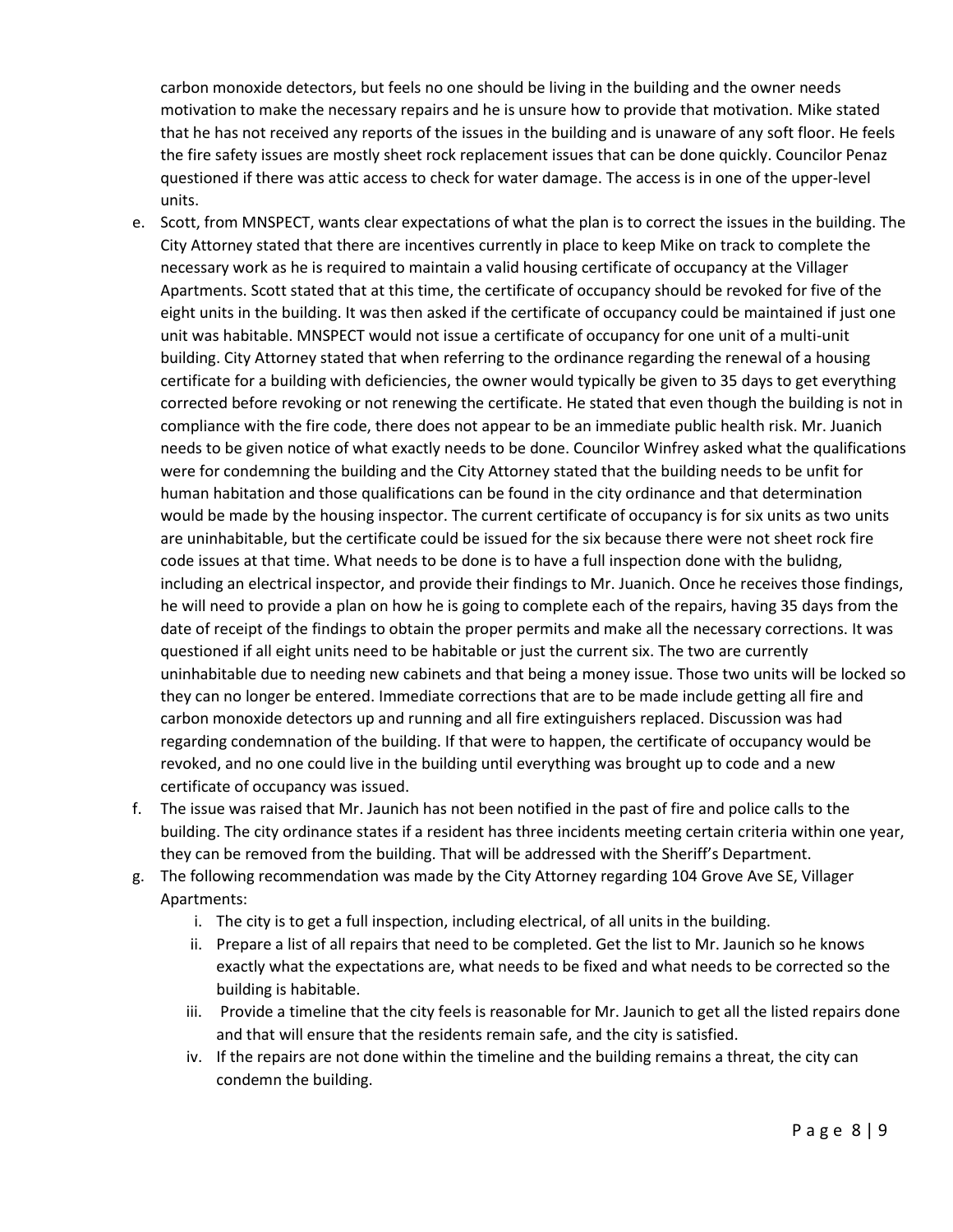carbon monoxide detectors, but feels no one should be living in the building and the owner needs motivation to make the necessary repairs and he is unsure how to provide that motivation. Mike stated that he has not received any reports of the issues in the building and is unaware of any soft floor. He feels the fire safety issues are mostly sheet rock replacement issues that can be done quickly. Councilor Penaz questioned if there was attic access to check for water damage. The access is in one of the upper-level units.

e. Scott, from MNSPECT, wants clear expectations of what the plan is to correct the issues in the building. The City Attorney stated that there are incentives currently in place to keep Mike on track to complete the necessary work as he is required to maintain a valid housing certificate of occupancy at the Villager Apartments. Scott stated that at this time, the certificate of occupancy should be revoked for five of the eight units in the building. It was then asked if the certificate of occupancy could be maintained if just one unit was habitable. MNSPECT would not issue a certificate of occupancy for one unit of a multi-unit building. City Attorney stated that when referring to the ordinance regarding the renewal of a housing certificate for a building with deficiencies, the owner would typically be given to 35 days to get everything corrected before revoking or not renewing the certificate. He stated that even though the building is not in compliance with the fire code, there does not appear to be an immediate public health risk. Mr. Juanich needs to be given notice of what exactly needs to be done. Councilor Winfrey asked what the qualifications were for condemning the building and the City Attorney stated that the building needs to be unfit for human habitation and those qualifications can be found in the city ordinance and that determination would be made by the housing inspector. The current certificate of occupancy is for six units as two units are uninhabitable, but the certificate could be issued for the six because there were not sheet rock fire code issues at that time. What needs to be done is to have a full inspection done with the bulidng, including an electrical inspector, and provide their findings to Mr. Juanich. Once he receives those findings, he will need to provide a plan on how he is going to complete each of the repairs, having 35 days from the date of receipt of the findings to obtain the proper permits and make all the necessary corrections. It was questioned if all eight units need to be habitable or just the current six. The two are currently uninhabitable due to needing new cabinets and that being a money issue. Those two units will be locked so they can no longer be entered. Immediate corrections that are to be made include getting all fire and carbon monoxide detectors up and running and all fire extinguishers replaced. Discussion was had regarding condemnation of the building. If that were to happen, the certificate of occupancy would be revoked, and no one could live in the building until everything was brought up to code and a new certificate of occupancy was issued.

f. The issue was raised that Mr. Jaunich has not been notified in the past of fire and police calls to the building. The city ordinance states if a resident has three incidents meeting certain criteria within one year, they can be removed from the building. That will be addressed with the Sheriff's Department.

g. The following recommendation was made by the City Attorney regarding 104 Grove Ave SE, Villager Apartments:
   i. The city is to get a full inspection, including electrical, of all units in the building.
   ii. Prepare a list of all repairs that need to be completed. Get the list to Mr. Jaunich so he knows exactly what the expectations are, what needs to be fixed and what needs to be corrected so the building is habitable.
   iii. Provide a timeline that the city feels is reasonable for Mr. Jaunich to get all the listed repairs done and that will ensure that the residents remain safe, and the city is satisfied.
   iv. If the repairs are not done within the timeline and the building remains a threat, the city can condemn the building.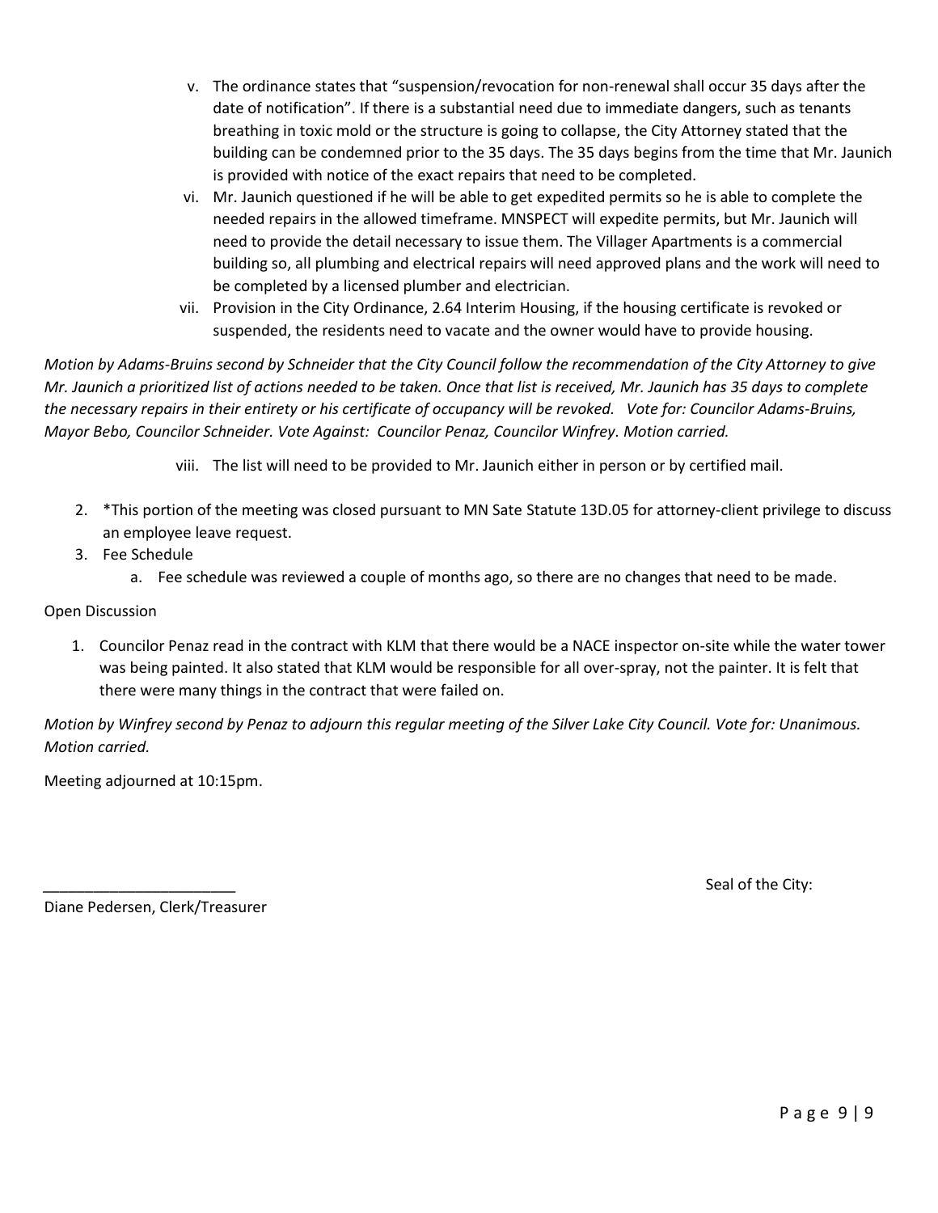v. The ordinance states that "suspension/revocation for non-renewal shall occur 35 days after the date of notification". If there is a substantial need due to immediate dangers, such as tenants breathing in toxic mold or the structure is going to collapse, the City Attorney stated that the building can be condemned prior to the 35 days. The 35 days begins from the time that Mr. Jaunich is provided with notice of the exact repairs that need to be completed.

vi. Mr. Jaunich questioned if he will be able to get expedited permits so he is able to complete the needed repairs in the allowed timeframe. MNSPECT will expedite permits, but Mr. Jaunich will need to provide the detail necessary to issue them. The Villager Apartments is a commercial building so, all plumbing and electrical repairs will need approved plans and the work will need to be completed by a licensed plumber and electrician.

vii. Provision in the City Ordinance, 2.64 Interim Housing, if the housing certificate is revoked or suspended, the residents need to vacate and the owner would have to provide housing.

*Motion by Adams-Bruins second by Schneider that the City Council follow the recommendation of the City Attorney to give Mr. Jaunich a prioritized list of actions needed to be taken. Once that list is received, Mr. Jaunich has 35 days to complete the necessary repairs in their entirety or his certificate of occupancy will be revoked. Vote for: Councilor Adams-Bruins, Mayor Bebo, Councilor Schneider. Vote Against: Councilor Penaz, Councilor Winfrey. Motion carried.*

viii. The list will need to be provided to Mr. Jaunich either in person or by certified mail.

2. *This portion of the meeting was closed pursuant to MN Sate Statute 13D.05 for attorney-client privilege to discuss an employee leave request.
3. Fee Schedule
   a. Fee schedule was reviewed a couple of months ago, so there are no changes that need to be made.

Open Discussion

1. Councilor Penaz read in the contract with KLM that there would be a NACE inspector on-site while the water tower was being painted. It also stated that KLM would be responsible for all over-spray, not the painter. It is felt that there were many things in the contract that were failed on.

*Motion by Winfrey second by Penaz to adjourn this regular meeting of the Silver Lake City Council. Vote for: Unanimous. Motion carried.*

Meeting adjourned at 10:15pm.

_______________________

Diane Pedersen, Clerk/Treasurer

Seal of the City: